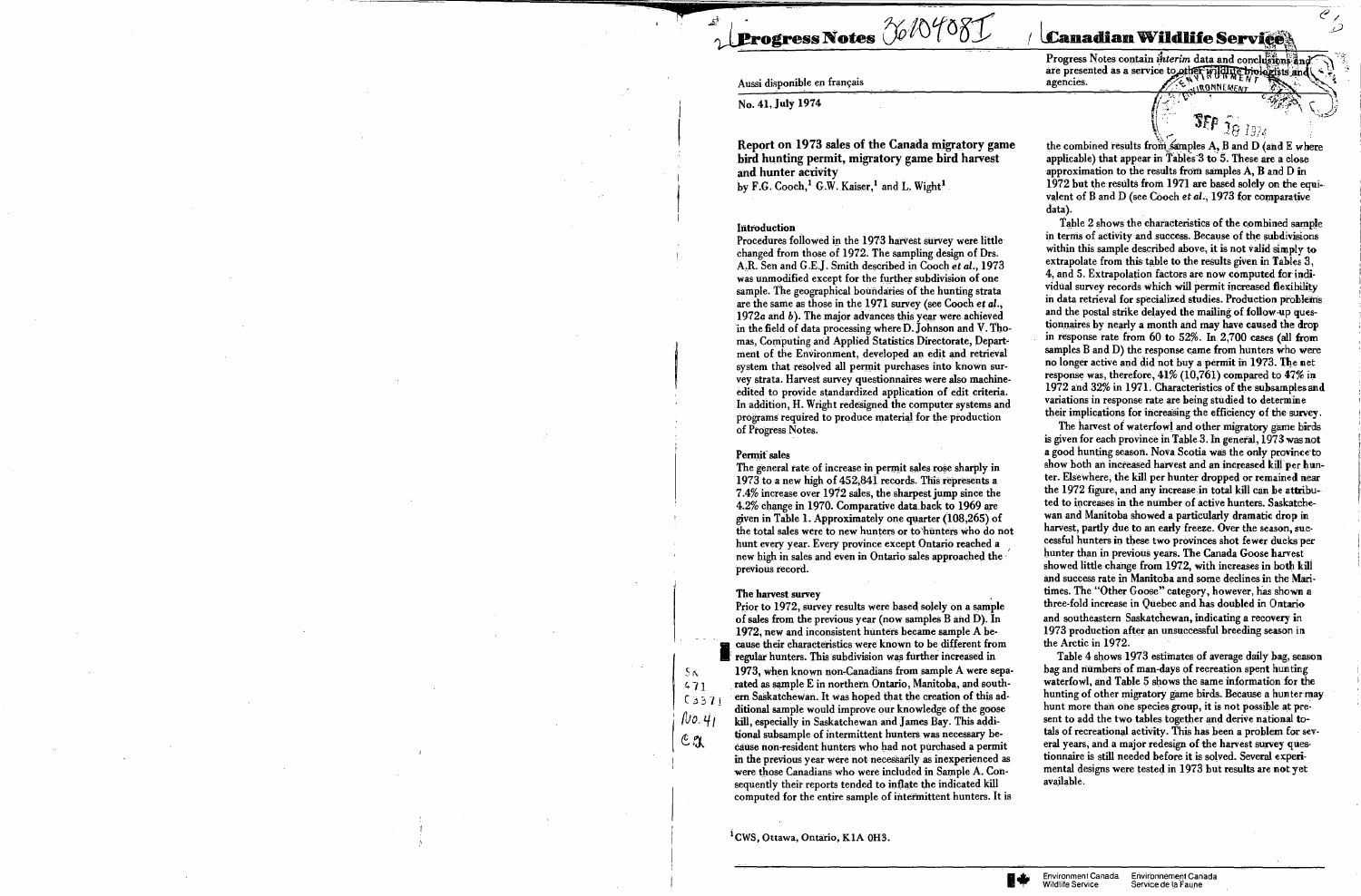Progress Notes

Canadian Wildlife Service

Progress Notes contain *interim* data and conclusions and are presented as a service to other wildlife biologists and agencies.

Aussi disponible en français

No. 41, July 1974

## Report on 1973 sales of the Canada migratory game bird hunting permit, migratory game bird harvest and hunter activity

by F.G. Cooch,[1] G.W. Kaiser,[1] and L. Wight[1]

### Introduction

Procedures followed in the 1973 harvest survey were little changed from those of 1972. The sampling design of Drs. A.R. Sen and G.E.J. Smith described in Cooch *et al.*, 1973 was unmodified except for the further subdivision of one sample. The geographical boundaries of the hunting strata are the same as those in the 1971 survey (see Cooch *et al.*, 1972*a* and *b*). The major advances this year were achieved in the field of data processing where D. Johnson and V. Thomas, Computing and Applied Statistics Directorate, Department of the Environment, developed an edit and retrieval system that resolved all permit purchases into known survey strata. Harvest survey questionnaires were also machine-edited to provide standardized application of edit criteria. In addition, H. Wright redesigned the computer systems and programs required to produce material for the production of Progress Notes.

### Permit sales

The general rate of increase in permit sales rose sharply in 1973 to a new high of 452,841 records. This represents a 7.4% increase over 1972 sales, the sharpest jump since the 4.2% change in 1970. Comparative data back to 1969 are given in Table 1. Approximately one quarter (108,265) of the total sales were to new hunters or to hunters who do not hunt every year. Every province except Ontario reached a new high in sales and even in Ontario sales approached the previous record.

### The harvest survey

Prior to 1972, survey results were based solely on a sample of sales from the previous year (now samples B and D). In 1972, new and inconsistent hunters became sample A because their characteristics were known to be different from regular hunters. This subdivision was further increased in 1973, when known non-Canadians from sample A were separated as sample E in northern Ontario, Manitoba, and southern Saskatchewan. It was hoped that the creation of this additional sample would improve our knowledge of the goose kill, especially in Saskatchewan and James Bay. This additional subsample of intermittent hunters was necessary because non-resident hunters who had not purchased a permit in the previous year were not necessarily as inexperienced as were those Canadians who were included in Sample A. Consequently their reports tended to inflate the indicated kill computed for the entire sample of intermittent hunters. It is the combined results from samples A, B and D (and E where applicable) that appear in Tables 3 to 5. These are a close approximation to the results from samples A, B and D in 1972 but the results from 1971 are based solely on the equivalent of B and D (see Cooch *et al.*, 1973 for comparative data).

Table 2 shows the characteristics of the combined sample in terms of activity and success. Because of the subdivisions within this sample described above, it is not valid simply to extrapolate from this table to the results given in Tables 3, 4, and 5. Extrapolation factors are now computed for individual survey records which will permit increased flexibility in data retrieval for specialized studies. Production problems and the postal strike delayed the mailing of follow-up questionnaires by nearly a month and may have caused the drop in response rate from 60 to 52%. In 2,700 cases (all from samples B and D) the response came from hunters who were no longer active and did not buy a permit in 1973. The net response was, therefore, 41% (10,761) compared to 47% in 1972 and 32% in 1971. Characteristics of the subsamples and variations in response rate are being studied to determine their implications for increasing the efficiency of the survey.

The harvest of waterfowl and other migratory game birds is given for each province in Table 3. In general, 1973 was not a good hunting season. Nova Scotia was the only province to show both an increased harvest and an increased kill per hunter. Elsewhere, the kill per hunter dropped or remained near the 1972 figure, and any increase in total kill can be attributed to increases in the number of active hunters. Saskatchewan and Manitoba showed a particularly dramatic drop in harvest, partly due to an early freeze. Over the season, successful hunters in these two provinces shot fewer ducks per hunter than in previous years. The Canada Goose harvest showed little change from 1972, with increases in both kill and success rate in Manitoba and some declines in the Maritimes. The "Other Goose" category, however, has shown a three-fold increase in Quebec and has doubled in Ontario and southeastern Saskatchewan, indicating a recovery in 1973 production after an unsuccessful breeding season in the Arctic in 1972.

Table 4 shows 1973 estimates of average daily bag, season bag and numbers of man-days of recreation spent hunting waterfowl, and Table 5 shows the same information for the hunting of other migratory game birds. Because a hunter may hunt more than one species group, it is not possible at present to add the two tables together and derive national totals of recreational activity. This has been a problem for several years, and a major redesign of the harvest survey questionnaire is still needed before it is solved. Several experimental designs were tested in 1973 but results are not yet available.

[1] CWS, Ottawa, Ontario, K1A 0H3.

Environment Canada Wildlife Service — Environnement Canada Service de la Faune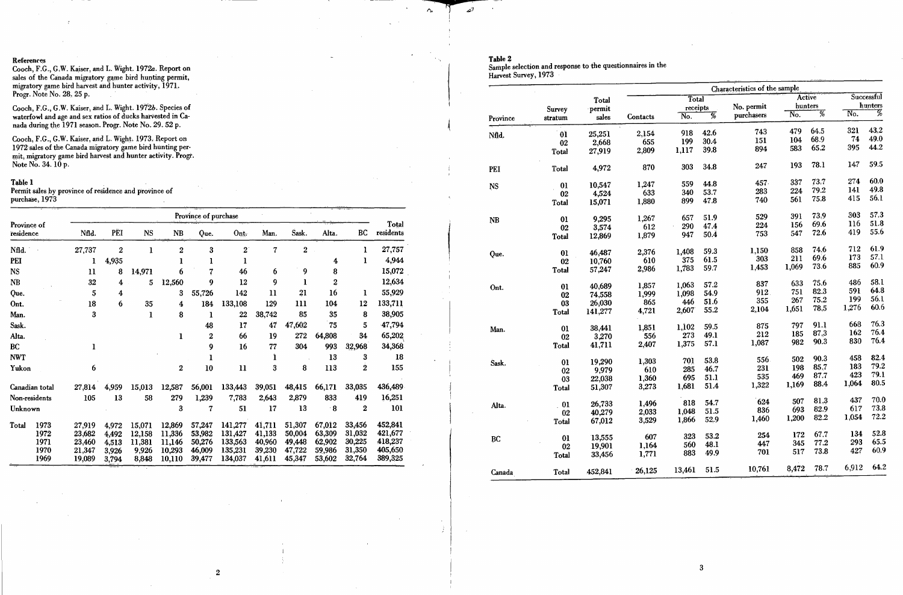## References

Cooch, F.G., G.W. Kaiser, and L. Wight. 1972*a*. Report on sales of the Canada migratory game bird hunting permit, migratory game bird harvest and hunter activity, 1971. Progr. Note No. 28. 25 p.

Cooch, F.G., G.W. Kaiser, and L. Wight. 1972*b*. Species of waterfowl and age and sex ratios of ducks harvested in Canada during the 1971 season. Progr. Note No. 29. 52 p.

Cooch, F.G., G.W. Kaiser, and L. Wight. 1973. Report on 1972 sales of the Canada migratory game bird hunting permit, migratory game bird harvest and hunter activity. Progr. Note No. 34. 10 p.

**Table 1**
Permit sales by province of residence and province of purchase, 1973

| Province of residence | | Province of purchase | | | | | | | | | | Total residents |
|---|---|---|---|---|---|---|---|---|---|---|---|---|
| | | Nfld. | PEI | NS | NB | Que. | Ont. | Man. | Sask. | Alta. | BC | |
| Nfld. | | 27,737 | 2 | 1 | 2 | 3 | 2 | 7 | 2 | | 1 | 27,757 |
| PEI | | 1 | 4,935 | | 1 | 1 | 1 | | | 4 | 1 | 4,944 |
| NS | | 11 | 8 | 14,971 | 6 | 7 | 46 | 6 | 9 | 8 | | 15,072 |
| NB | | 32 | 4 | 5 | 12,560 | 9 | 12 | 9 | 1 | 2 | | 12,634 |
| Que. | | 5 | 4 | | 3 | 55,726 | 142 | 11 | 21 | 16 | 1 | 55,929 |
| Ont. | | 18 | 6 | 35 | 4 | 184 | 133,108 | 129 | 111 | 104 | 12 | 133,711 |
| Man. | | 3 | | 1 | 8 | 1 | 22 | 38,742 | 85 | 35 | 8 | 38,905 |
| Sask. | | | | | | 48 | 17 | 47 | 47,602 | 75 | 5 | 47,794 |
| Alta. | | | | | 1 | 2 | 66 | 19 | 272 | 64,808 | 34 | 65,202 |
| BC | | 1 | | | | 9 | 16 | 77 | 304 | 993 | 32,968 | 34,368 |
| NWT | | | | | | 1 | | 1 | | 13 | 3 | 18 |
| Yukon | | 6 | | | 2 | 10 | 11 | 3 | 8 | 113 | 2 | 155 |
| Canadian total | | 27,814 | 4,959 | 15,013 | 12,587 | 56,001 | 133,443 | 39,051 | 48,415 | 66,171 | 33,035 | 436,489 |
| Non-residents | | 105 | 13 | 58 | 279 | 1,239 | 7,783 | 2,643 | 2,879 | 833 | 419 | 16,251 |
| Unknown | | | | | 3 | 7 | 51 | 17 | 13 | 8 | 2 | 101 |
| Total | 1973 | 27,919 | 4,972 | 15,071 | 12,869 | 57,247 | 141,277 | 41,711 | 51,307 | 67,012 | 33,456 | 452,841 |
| | 1972 | 23,682 | 4,492 | 12,158 | 11,336 | 53,982 | 131,427 | 41,133 | 50,004 | 63,309 | 31,032 | 421,677 |
| | 1971 | 23,460 | 4,513 | 11,381 | 11,146 | 50,276 | 133,563 | 40,960 | 49,448 | 62,902 | 30,225 | 418,237 |
| | 1970 | 21,347 | 3,926 | 9,926 | 10,293 | 46,009 | 135,231 | 39,230 | 47,722 | 59,986 | 31,350 | 405,650 |
| | 1969 | 19,089 | 3,794 | 8,848 | 10,110 | 39,477 | 134,037 | 41,611 | 45,347 | 53,602 | 32,764 | 389,325 |

**Table 2**
Sample selection and response to the questionnaires in the Harvest Survey, 1973

| Province | Survey stratum | Total permit sales | Characteristics of the sample | | | | | | | |
|---|---|---|---|---|---|---|---|---|---|---|
| | | | Contacts | Total receipts | | No. permit purchasers | Active hunters | | Successful hunters | |
| | | | | No. | % | | No. | % | No. | % |
| Nfld. | 01 | 25,251 | 2,154 | 918 | 42.6 | 743 | 479 | 64.5 | 321 | 43.2 |
| | 02 | 2,668 | 655 | 199 | 30.4 | 151 | 104 | 68.9 | 74 | 49.0 |
| | Total | 27,919 | 2,809 | 1,117 | 39.8 | 894 | 583 | 65.2 | 395 | 44.2 |
| PEI | Total | 4,972 | 870 | 303 | 34.8 | 247 | 193 | 78.1 | 147 | 59.5 |
| NS | 01 | 10,547 | 1,247 | 559 | 44.8 | 457 | 337 | 73.7 | 274 | 60.0 |
| | 02 | 4,524 | 633 | 340 | 53.7 | 283 | 224 | 79.2 | 141 | 49.8 |
| | Total | 15,071 | 1,880 | 899 | 47.8 | 740 | 561 | 75.8 | 415 | 56.1 |
| NB | 01 | 9,295 | 1,267 | 657 | 51.9 | 529 | 391 | 73.9 | 303 | 57.3 |
| | 02 | 3,574 | 612 | 290 | 47.4 | 224 | 156 | 69.6 | 116 | 51.8 |
| | Total | 12,869 | 1,879 | 947 | 50.4 | 753 | 547 | 72.6 | 419 | 55.6 |
| Que. | 01 | 46,487 | 2,376 | 1,408 | 59.3 | 1,150 | 858 | 74.6 | 712 | 61.9 |
| | 02 | 10,760 | 610 | 375 | 61.5 | 303 | 211 | 69.6 | 173 | 57.1 |
| | Total | 57,247 | 2,986 | 1,783 | 59.7 | 1,453 | 1,069 | 73.6 | 885 | 60.9 |
| Ont. | 01 | 40,689 | 1,857 | 1,063 | 57.2 | 837 | 633 | 75.6 | 486 | 58.1 |
| | 02 | 74,558 | 1,999 | 1,098 | 54.9 | 912 | 751 | 82.3 | 591 | 64.8 |
| | 03 | 26,030 | 865 | 446 | 51.6 | 355 | 267 | 75.2 | 199 | 56.1 |
| | Total | 141,277 | 4,721 | 2,607 | 55.2 | 2,104 | 1,651 | 78.5 | 1,276 | 60.6 |
| Man. | 01 | 38,441 | 1,851 | 1,102 | 59.5 | 875 | 797 | 91.1 | 668 | 76.3 |
| | 02 | 3,270 | 556 | 273 | 49.1 | 212 | 185 | 87.3 | 162 | 76.4 |
| | Total | 41,711 | 2,407 | 1,375 | 57.1 | 1,087 | 982 | 90.3 | 830 | 76.4 |
| Sask. | 01 | 19,290 | 1,303 | 701 | 53.8 | 556 | 502 | 90.3 | 458 | 82.4 |
| | 02 | 9,979 | 610 | 285 | 46.7 | 231 | 198 | 85.7 | 183 | 79.2 |
| | 03 | 22,038 | 1,360 | 695 | 51.1 | 535 | 469 | 87.7 | 423 | 79.1 |
| | Total | 51,307 | 3,273 | 1,681 | 51.4 | 1,322 | 1,169 | 88.4 | 1,064 | 80.5 |
| Alta. | 01 | 26,733 | 1,496 | 818 | 54.7 | 624 | 507 | 81.3 | 437 | 70.0 |
| | 02 | 40,279 | 2,033 | 1,048 | 51.5 | 836 | 693 | 82.9 | 617 | 73.8 |
| | Total | 67,012 | 3,529 | 1,866 | 52.9 | 1,460 | 1,200 | 82.2 | 1,054 | 72.2 |
| BC | 01 | 13,555 | 607 | 323 | 53.2 | 254 | 172 | 67.7 | 134 | 52.8 |
| | 02 | 19,901 | 1,164 | 560 | 48.1 | 447 | 345 | 77.2 | 293 | 65.5 |
| | Total | 33,456 | 1,771 | 883 | 49.9 | 701 | 517 | 73.8 | 427 | 60.9 |
| Canada | Total | 452,841 | 26,125 | 13,461 | 51.5 | 10,761 | 8,472 | 78.7 | 6,912 | 64.2 |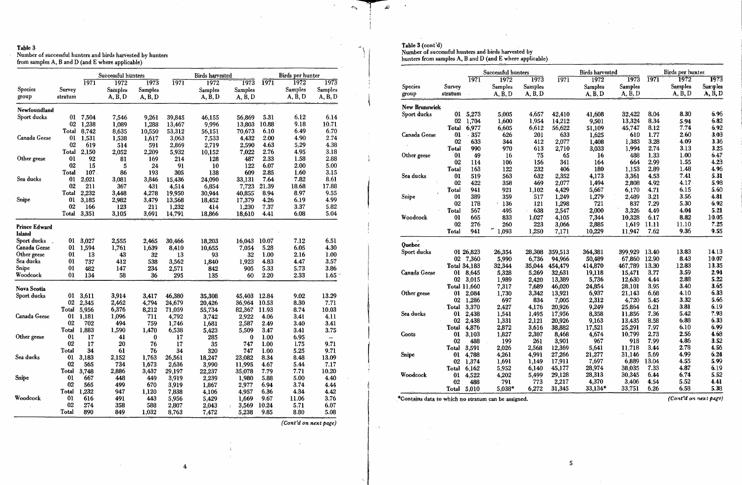**Table 3**
Number of successful hunters and birds harvested by hunters from samples A, B and D (and E where applicable)

| Species group | Survey stratum | Successful hunters 1971 | Successful hunters 1972 Samples A, B, D | Successful hunters 1973 Samples A, B, D | Birds harvested 1971 | Birds harvested 1972 Samples A, B, D | Birds harvested 1973 Samples A, B, D | Birds per hunter 1971 | Birds per hunter 1972 Samples A, B, D | Birds per hunter 1973 Samples A, B, D |
|---|---|---|---|---|---|---|---|---|---|---|
| **Newfoundland** | | | | | | | | | | |
| Sport ducks | 01 | 7,504 | 7,546 | 9,261 | 39,845 | 46,155 | 56,869 | 5.31 | 6.12 | 6.14 |
| | 02 | 1,238 | 1,089 | 1,288 | 13,467 | 9,996 | 13,803 | 10.88 | 9.18 | 10.71 |
| | Total | 8,742 | 8,635 | 10,550 | 53,312 | 56,151 | 70,673 | 6.10 | 6.49 | 6.70 |
| Canada Geese | 01 | 1,531 | 1,538 | 1,617 | 3,063 | 7,533 | 4,432 | 2.00 | 4.90 | 2.74 |
| | 02 | 619 | 514 | 591 | 2,869 | 2,719 | 2,590 | 4.63 | 5.29 | 4.38 |
| | Total | 2,150 | 2,052 | 2,209 | 5,932 | 10,152 | 7,022 | 2.76 | 4.95 | 3.18 |
| Other geese | 01 | 92 | 81 | 169 | 214 | 128 | 487 | 2.33 | 1.58 | 2.88 |
| | 02 | 15 | 5 | 24 | 91 | 10 | 122 | 6.07 | 2.00 | 5.00 |
| | Total | 107 | 86 | 193 | 305 | 138 | 609 | 2.85 | 1.60 | 3.15 |
| Sea ducks | 01 | 2,021 | 3,081 | 3,846 | 15,436 | 24,090 | 33,131 | 7.64 | 7.82 | 8.61 |
| | 02 | 211 | 367 | 431 | 4,514 | 6,854 | 7,723 | 21.39 | 18.68 | 17.88 |
| | Total | 2,232 | 3,448 | 4,278 | 19,950 | 30,944 | 40,855 | 8.94 | 8.97 | 9.55 |
| Snipe | 01 | 3,185 | 2,982 | 3,479 | 13,568 | 18,452 | 17,379 | 4.26 | 6.19 | 4.99 |
| | 02 | 166 | 123 | 211 | 1,232 | 414 | 1,230 | 7.37 | 3.37 | 5.82 |
| | Total | 3,351 | 3,105 | 3,691 | 14,791 | 18,866 | 18,610 | 4.41 | 6.08 | 5.04 |
| **Prince Edward Island** | | | | | | | | | | |
| Sport ducks | 01 | 3,027 | 2,555 | 2,465 | 30,466 | 18,203 | 16,043 | 10.07 | 7.12 | 6.51 |
| Canada Geese | 01 | 1,594 | 1,761 | 1,639 | 8,410 | 10,655 | 7,054 | 5.28 | 6.05 | 4.30 |
| Other geese | 01 | 13 | 43 | 32 | 13 | 93 | 32 | 1.00 | 2.16 | 1.00 |
| Sea ducks | 01 | 737 | 412 | 538 | 3,562 | 1,840 | 1,923 | 4.83 | 4.47 | 3.57 |
| Snipe | 01 | 482 | 147 | 234 | 2,571 | 842 | 905 | 5.33 | 5.73 | 3.86 |
| Woodcock | 01 | 134 | 58 | 36 | 295 | 135 | 60 | 2.20 | 2.33 | 1.65 |
| **Nova Scotia** | | | | | | | | | | |
| Sport ducks | 01 | 3,611 | 3,914 | 3,417 | 46,380 | 35,308 | 45,403 | 12.84 | 9.02 | 13.29 |
| | 02 | 2,345 | 2,462 | 4,794 | 24,679 | 20,426 | 36,964 | 10.53 | 8.30 | 7.71 |
| | Total | 5,956 | 6,376 | 8,212 | 71,059 | 55,734 | 82,367 | 11.93 | 8.74 | 10.03 |
| Canada Geese | 01 | 1,181 | 1,096 | 711 | 4,792 | 3,742 | 2,922 | 4.06 | 3.41 | 4.11 |
| | 02 | 702 | 494 | 759 | 1,746 | 1,681 | 2,587 | 2.49 | 3.40 | 3.41 |
| | Total | 1,883 | 1,590 | 1,470 | 6,538 | 5,423 | 5,509 | 3.47 | 3.41 | 3.75 |
| Other geese | 01 | 17 | 41 | 0 | 17 | 285 | 0 | 1.00 | 6.95 | — |
| | 02 | 17 | 20 | 76 | 17 | 35 | 747 | 1.00 | 1.75 | 9.71 |
| | Total | 34 | 61 | 76 | 34 | 320 | 747 | 1.00 | 5.25 | 9.71 |
| Sea ducks | 01 | 3,183 | 2,152 | 1,763 | 26,561 | 18,247 | 23,082 | 8.34 | 8.48 | 13.09 |
| | 02 | 565 | 734 | 1,673 | 2,636 | 3,990 | 11,995 | 4.67 | 5.44 | 7.17 |
| | Total | 3,748 | 2,886 | 3,437 | 29,197 | 22,237 | 35,078 | 7.79 | 7.71 | 10.20 |
| Snipe | 01 | 667 | 448 | 449 | 3,919 | 2,239 | 1,980 | 5.88 | 5.00 | 4.40 |
| | 02 | 565 | 499 | 670 | 3,919 | 1,867 | 2,977 | 6.94 | 3.74 | 4.44 |
| | Total | 1,232 | 947 | 1,120 | 7,838 | 4,106 | 4,957 | 6.36 | 4.34 | 4.42 |
| Woodcock | 01 | 616 | 491 | 443 | 5,956 | 5,429 | 1,669 | 9.67 | 11.06 | 3.76 |
| | 02 | 274 | 358 | 588 | 2,807 | 2,043 | 3,569 | 10.24 | 5.71 | 6.07 |
| | Total | 890 | 849 | 1,032 | 8,763 | 7,472 | 5,238 | 9.85 | 8.80 | 5.08 |

*(Cont'd on next page)*

**Table 3 (cont'd)**
Number of successful hunters and birds harvested by hunters from samples A, B and D (and E where applicable)

| Species group | Survey stratum | Successful hunters 1971 | Successful hunters 1972 Samples A, B, D | Successful hunters 1973 Samples A, B, D | Birds harvested 1971 | Birds harvested 1972 Samples A, B, D | Birds harvested 1973 Samples A, B, D | Birds per hunter 1971 | Birds per hunter 1972 Samples A, B, D | Birds per hunter 1973 Samples A, B, D |
|---|---|---|---|---|---|---|---|---|---|---|
| **New Brunswick** | | | | | | | | | | |
| Sport ducks | 01 | 5,273 | 5,005 | 4,657 | 42,410 | 41,608 | 32,422 | 8.04 | 8.30 | 6.96 |
| | 02 | 1,704 | 1,600 | 1,954 | 14,212 | 9,501 | 13,324 | 8.34 | 5.94 | 6.82 |
| | Total | 6,977 | 6,605 | 6,612 | 56,622 | 51,109 | 45,747 | 8.12 | 7.74 | 6.92 |
| Canada Geese | 01 | 357 | 626 | 201 | 633 | 1,625 | 610 | 1.77 | 2.60 | 3.03 |
| | 02 | 633 | 344 | 412 | 2,077 | 1,408 | 1,383 | 3.28 | 4.09 | 3.36 |
| | Total | 990 | 970 | 613 | 2,710 | 3,033 | 1,994 | 2.74 | 3.13 | 3.25 |
| Other geese | 01 | 49 | 16 | 75 | 65 | 16 | 488 | 1.33 | 1.00 | 6.47 |
| | 02 | 114 | 106 | 156 | 341 | 164 | 664 | 2.99 | 1.55 | 4.23 |
| | Total | 163 | 122 | 232 | 406 | 180 | 1,153 | 2.89 | 1.48 | 4.96 |
| Sea ducks | 01 | 519 | 563 | 632 | 2,352 | 4,173 | 3,361 | 4.53 | 7.41 | 5.31 |
| | 02 | 422 | 358 | 469 | 2,077 | 1,494 | 2,808 | 4.92 | 4.17 | 5.98 |
| | Total | 941 | 921 | 1,102 | 4,429 | 5,667 | 6,170 | 4.71 | 6.15 | 5.60 |
| Snipe | 01 | 389 | 359 | 517 | 1,249 | 1,279 | 2,489 | 3.21 | 3.56 | 4.81 |
| | 02 | 178 | 136 | 121 | 1,298 | 721 | 837 | 7.29 | 5.30 | 6.92 |
| | Total | 567 | 495 | 638 | 2,547 | 2,000 | 3,326 | 4.49 | 4.04 | 5.21 |
| Woodcock | 01 | 665 | 833 | 1,027 | 4,105 | 7,344 | 10,328 | 6.17 | 8.82 | 10.05 |
| | 02 | 276 | 260 | 223 | 3,066 | 2,885 | 1,619 | 11.11 | 11.10 | 7.25 |
| | Total | 941 | 1,093 | 1,250 | 7,171 | 10,229 | 11,947 | 7.62 | 9.36 | 9.55 |
| **Quebec** | | | | | | | | | | |
| Sport ducks | 01 | 26,823 | 26,354 | 28,308 | 359,513 | 364,381 | 399,929 | 13.40 | 13.83 | 14.13 |
| | 02 | 7,360 | 5,990 | 6,736 | 94,966 | 50,489 | 67,860 | 12.90 | 8.43 | 10.07 |
| | Total | 34,183 | 32,344 | 35,044 | 454,479 | 414,870 | 467,789 | 13.30 | 12.83 | 13.35 |
| Canada Geese | 01 | 8,645 | 5,328 | 5,269 | 32,631 | 19,118 | 15,471 | 3.77 | 3.59 | 2.94 |
| | 02 | 3,015 | 1,989 | 2,420 | 13,389 | 5,736 | 12,630 | 4.44 | 2.88 | 5.22 |
| | Total | 11,660 | 7,317 | 7,689 | 46,020 | 24,854 | 28,101 | 3.95 | 3.40 | 3.65 |
| Other geese | 01 | 2,084 | 1,730 | 3,342 | 13,921 | 6,937 | 21,143 | 6.68 | 4.10 | 6.33 |
| | 02 | 1,286 | 697 | 834 | 7,005 | 2,312 | 4,720 | 5.45 | 3.32 | 5.66 |
| | Total | 3,370 | 2,427 | 4,176 | 20,926 | 9,249 | 25,864 | 6.21 | 3.81 | 6.19 |
| Sea ducks | 01 | 2,438 | 1,541 | 1,495 | 17,956 | 8,358 | 11,856 | 7.36 | 5.42 | 7.93 |
| | 02 | 2,438 | 1,331 | 2,121 | 20,926 | 9,163 | 13,435 | 8.58 | 6.88 | 6.33 |
| | Total | 4,876 | 2,872 | 3,616 | 38,882 | 17,521 | 25,291 | 7.97 | 6.10 | 6.99 |
| Coots | 01 | 3,103 | 1,827 | 2,307 | 8,468 | 4,674 | 10,799 | 2.73 | 2.56 | 4.68 |
| | 02 | 488 | 199 | 261 | 3,901 | 967 | 918 | 7.99 | 4.86 | 3.52 |
| | Total | 3,591 | 2,026 | 2,568 | 12,369 | 5,641 | 11,718 | 3.44 | 2.78 | 4.56 |
| Snipe | 01 | 4,788 | 4,261 | 4,991 | 27,266 | 21,277 | 31,146 | 5.69 | 4.99 | 6.24 |
| | 02 | 1,374 | 1,691 | 1,149 | 17,911 | 7,697 | 6,889 | 13.04 | 4.55 | 5.99 |
| | Total | 6,162 | 5,952 | 6,140 | 45,177 | 28,974 | 38,035 | 7.33 | 4.87 | 6.19 |
| Woodcock | 01 | 4,522 | 4,202 | 5,499 | 29,128 | 28,313 | 30,345 | 6.44 | 6.74 | 5.52 |
| | 02 | 488 | 791 | 773 | 2,217 | 4,370 | 3,406 | 4.54 | 5.52 | 4.41 |
| | Total | 5,010 | 5,038* | 6,272 | 31,345 | 33,134* | 33,751 | 6.26 | 6.58 | 5.38 |

*Contains data to which no stratum can be assigned.

*(Cont'd on next page)*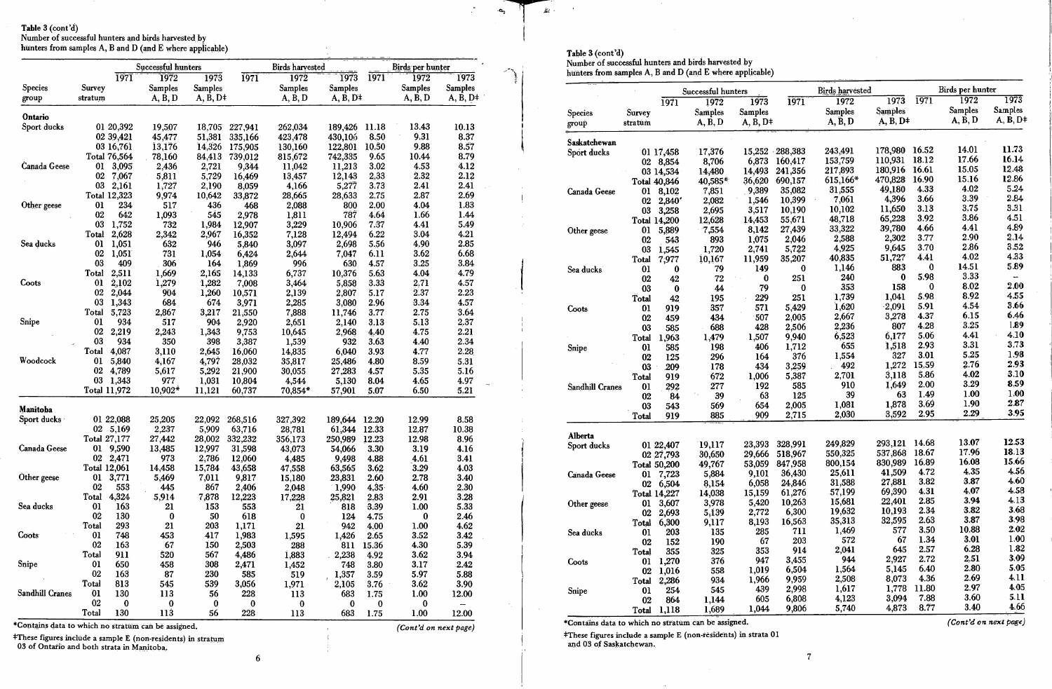**Table 3 (cont'd)**
Number of successful hunters and birds harvested by hunters from samples A, B and D (and E where applicable)

| Species group | Survey stratum | Successful hunters 1971 | Successful hunters 1972 Samples A, B, D | Successful hunters 1973 Samples A, B, D‡ | Birds harvested 1971 | Birds harvested 1972 Samples A, B, D | Birds harvested 1973 Samples A, B, D‡ | Birds per hunter 1971 | Birds per hunter 1972 Samples A, B, D | Birds per hunter 1973 Samples A, B, D‡ |
|---|---|---|---|---|---|---|---|---|---|---|
| **Ontario** | | | | | | | | | | |
| Sport ducks | 01 | 20,392 | 19,507 | 18,705 | 227,941 | 262,034 | 189,426 | 11.18 | 13.43 | 10.13 |
| | 02 | 39,421 | 45,477 | 51,381 | 335,166 | 423,478 | 430,106 | 8.50 | 9.31 | 8.37 |
| | 03 | 16,761 | 13,176 | 14,326 | 175,905 | 130,160 | 122,801 | 10.50 | 9.88 | 8.57 |
| | Total | 76,564 | 78,160 | 84,413 | 739,012 | 815,672 | 742,335 | 9.65 | 10.44 | 8.79 |
| Canada Geese | 01 | 3,095 | 2,436 | 2,721 | 9,344 | 11,042 | 11,213 | 3.02 | 4.53 | 4.12 |
| | 02 | 7,067 | 5,811 | 5,729 | 16,469 | 13,457 | 12,143 | 2.33 | 2.32 | 2.12 |
| | 03 | 2,161 | 1,727 | 2,190 | 8,059 | 4,166 | 5,277 | 3.73 | 2.41 | 2.41 |
| | Total | 12,323 | 9,974 | 10,642 | 33,872 | 28,665 | 28,633 | 2.75 | 2.87 | 2.69 |
| Other geese | 01 | 234 | 517 | 436 | 468 | 2,088 | 800 | 2.00 | 4.04 | 1.83 |
| | 02 | 642 | 1,093 | 545 | 2,978 | 1,811 | 787 | 4.64 | 1.66 | 1.44 |
| | 03 | 1,752 | 732 | 1,984 | 12,907 | 3,229 | 10,906 | 7.37 | 4.41 | 5.49 |
| | Total | 2,628 | 2,342 | 2,967 | 16,352 | 7,128 | 12,494 | 6.22 | 3.04 | 4.21 |
| Sea ducks | 01 | 1,051 | 632 | 946 | 5,840 | 3,097 | 2,698 | 5.56 | 4.90 | 2.85 |
| | 02 | 1,051 | 731 | 1,054 | 6,424 | 2,644 | 7,047 | 6.11 | 3.62 | 6.68 |
| | 03 | 409 | 306 | 164 | 1,869 | 996 | 630 | 4.57 | 3.25 | 3.84 |
| | Total | 2,511 | 1,669 | 2,165 | 14,133 | 6,737 | 10,376 | 5.63 | 4.04 | 4.79 |
| Coots | 01 | 2,102 | 1,279 | 1,282 | 7,008 | 3,464 | 5,858 | 3.33 | 2.71 | 4.57 |
| | 02 | 2,044 | 904 | 1,260 | 10,571 | 2,139 | 2,807 | 5.17 | 2.37 | 2.23 |
| | 03 | 1,343 | 684 | 674 | 3,971 | 2,285 | 3,080 | 2.96 | 3.34 | 4.57 |
| | Total | 5,723 | 2,867 | 3,217 | 21,550 | 7,888 | 11,746 | 3.77 | 2.75 | 3.64 |
| Snipe | 01 | 934 | 517 | 904 | 2,920 | 2,651 | 2,140 | 3.13 | 5.13 | 2.37 |
| | 02 | 2,219 | 2,243 | 1,343 | 9,753 | 10,645 | 2,968 | 4.40 | 4.75 | 2.21 |
| | 03 | 934 | 350 | 398 | 3,387 | 1,539 | 932 | 3.63 | 4.40 | 2.34 |
| | Total | 4,087 | 3,110 | 2,645 | 16,060 | 14,835 | 6,040 | 3.93 | 4.77 | 2.28 |
| Woodcock | 01 | 5,840 | 4,167 | 4,797 | 28,032 | 35,817 | 25,486 | 4.80 | 8.59 | 5.31 |
| | 02 | 4,789 | 5,617 | 5,292 | 21,900 | 30,055 | 27,283 | 4.57 | 5.35 | 5.16 |
| | 03 | 1,343 | 977 | 1,031 | 10,804 | 4,544 | 5,130 | 8.04 | 4.65 | 4.97 |
| | Total | 11,972 | 10,902* | 11,121 | 60,737 | 70,854* | 57,901 | 5.07 | 6.50 | 5.21 |
| **Manitoba** | | | | | | | | | | |
| Sport ducks | 01 | 22,088 | 25,205 | 22,092 | 268,516 | 327,392 | 189,644 | 12.20 | 12.99 | 8.58 |
| | 02 | 5,169 | 2,237 | 5,909 | 63,716 | 28,781 | 61,344 | 12.33 | 12.87 | 10.38 |
| | Total | 27,177 | 27,442 | 28,002 | 332,232 | 356,173 | 250,989 | 12.23 | 12.98 | 8.96 |
| Canada Geese | 01 | 9,590 | 13,485 | 12,997 | 31,598 | 43,073 | 54,066 | 3.30 | 3.19 | 4.16 |
| | 02 | 2,471 | 973 | 2,786 | 12,060 | 4,485 | 9,498 | 4.88 | 4.61 | 3.41 |
| | Total | 12,061 | 14,458 | 15,784 | 43,658 | 47,558 | 63,565 | 3.62 | 3.29 | 4.03 |
| Other geese | 01 | 3,771 | 5,469 | 7,011 | 9,817 | 15,180 | 23,831 | 2.60 | 2.78 | 3.40 |
| | 02 | 553 | 445 | 867 | 2,406 | 2,048 | 1,990 | 4.35 | 4.60 | 2.30 |
| | Total | 4,324 | 5,914 | 7,878 | 12,223 | 17,228 | 25,821 | 2.83 | 2.91 | 3.28 |
| Sea ducks | 01 | 163 | 21 | 153 | 553 | 21 | 818 | 3.39 | 1.00 | 5.33 |
| | 02 | 130 | 0 | 50 | 618 | 0 | 124 | 4.75 | 0 | 2.46 |
| | Total | 293 | 21 | 203 | 1,171 | 21 | 942 | 4.00 | 1.00 | 4.62 |
| Coots | 01 | 748 | 453 | 417 | 1,983 | 1,595 | 1,426 | 2.65 | 3.52 | 3.42 |
| | 02 | 163 | 67 | 150 | 2,503 | 288 | 811 | 15.36 | 4.30 | 5.39 |
| | Total | 911 | 520 | 567 | 4,486 | 1,883 | 2,238 | 4.92 | 3.62 | 3.94 |
| Snipe | 01 | 650 | 458 | 308 | 2,471 | 1,452 | 748 | 3.80 | 3.17 | 2.42 |
| | 02 | 163 | 87 | 230 | 585 | 519 | 1,357 | 3.59 | 5.97 | 5.88 |
| | Total | 813 | 545 | 539 | 3,056 | 1,971 | 2,105 | 3.76 | 3.62 | 3.90 |
| Sandhill Cranes | 01 | 130 | 113 | 56 | 228 | 113 | 683 | 1.75 | 1.00 | 12.00 |
| | 02 | 0 | 0 | 0 | 0 | 0 | 0 | 0 | 0 | – |
| | Total | 130 | 113 | 56 | 228 | 113 | 683 | 1.75 | 1.00 | 12.00 |

*Contains data to which no stratum can be assigned.

‡These figures include a sample E (non-residents) in stratum 03 of Ontario and both strata in Manitoba.

*(Cont'd on next page)*

**Table 3 (cont'd)**
Number of successful hunters and birds harvested by hunters from samples A, B and D (and E where applicable)

| Species group | Survey stratum | Successful hunters 1971 | Successful hunters 1972 Samples A, B, D | Successful hunters 1973 Samples A, B, D‡ | Birds harvested 1971 | Birds harvested 1972 Samples A, B, D | Birds harvested 1973 Samples A, B, D‡ | Birds per hunter 1971 | Birds per hunter 1972 Samples A, B, D | Birds per hunter 1973 Samples A, B, D‡ |
|---|---|---|---|---|---|---|---|---|---|---|
| **Saskatchewan** | | | | | | | | | | |
| Sport ducks | 01 | 17,458 | 17,376 | 15,252 | 288,383 | 243,491 | 178,980 | 16.52 | 14.01 | 11.73 |
| | 02 | 8,854 | 8,706 | 6,873 | 160,417 | 153,759 | 110,931 | 18.12 | 17.66 | 16.14 |
| | 03 | 14,534 | 14,480 | 14,493 | 241,356 | 217,893 | 180,916 | 16.61 | 15.05 | 12.48 |
| | Total | 40,846 | 40,585* | 36,620 | 690,157 | 615,166* | 470,828 | 16.90 | 15.16 | 12.86 |
| Canada Geese | 01 | 8,102 | 7,851 | 9,389 | 35,082 | 31,555 | 49,180 | 4.33 | 4.02 | 5.24 |
| | 02 | 2,840 | 2,082 | 1,546 | 10,399 | 7,061 | 4,396 | 3.66 | 3.39 | 2.84 |
| | 03 | 3,258 | 2,695 | 3,517 | 10,190 | 10,102 | 11,650 | 3.13 | 3.75 | 3.31 |
| | Total | 14,200 | 12,628 | 14,453 | 55,671 | 48,718 | 65,228 | 3.92 | 3.86 | 4.51 |
| Other geese | 01 | 5,889 | 7,554 | 8,142 | 27,439 | 33,322 | 39,780 | 4.66 | 4.41 | 4.89 |
| | 02 | 543 | 893 | 1,075 | 2,046 | 2,588 | 2,302 | 3.77 | 2.90 | 2.14 |
| | 03 | 1,545 | 1,720 | 2,741 | 5,722 | 4,925 | 9,645 | 3.70 | 2.86 | 3.52 |
| | Total | 7,977 | 10,167 | 11,959 | 35,207 | 40,835 | 51,727 | 4.41 | 4.02 | 4.33 |
| Sea ducks | 01 | 0 | 79 | 149 | 0 | 1,146 | 883 | 0 | 14.51 | 5.89 |
| | 02 | 42 | 72 | 0 | 251 | 240 | 0 | 5.98 | 3.33 | – |
| | 03 | 0 | 44 | 79 | 0 | 353 | 158 | 0 | 8.02 | 2.00 |
| | Total | 42 | 195 | 229 | 251 | 1,739 | 1,041 | 5.98 | 8.92 | 4.55 |
| Coots | 01 | 919 | 357 | 571 | 5,429 | 1,620 | 2,091 | 5.91 | 4.54 | 3.66 |
| | 02 | 459 | 434 | 507 | 2,005 | 2,667 | 3,278 | 4.37 | 6.15 | 6.46 |
| | 03 | 585 | 688 | 428 | 2,506 | 2,236 | 807 | 4.28 | 3.25 | 1.89 |
| | Total | 1,963 | 1,479 | 1,507 | 9,940 | 6,523 | 6,177 | 5.06 | 4.41 | 4.10 |
| Snipe | 01 | 585 | 198 | 406 | 1,712 | 655 | 1,518 | 2.93 | 3.31 | 3.73 |
| | 02 | 125 | 296 | 164 | 376 | 1,554 | 327 | 3.01 | 5.25 | 1.98 |
| | 03 | 209 | 178 | 434 | 3,259 | 492 | 1,272 | 15.59 | 2.76 | 2.93 |
| | Total | 919 | 672 | 1,006 | 5,387 | 2,701 | 3,118 | 5.86 | 4.02 | 3.10 |
| Sandhill Cranes | 01 | 292 | 277 | 192 | 585 | 910 | 1,649 | 2.00 | 3.29 | 8.59 |
| | 02 | 84 | 39 | 63 | 125 | 39 | 63 | 1.49 | 1.00 | 1.00 |
| | 03 | 543 | 569 | 654 | 2,005 | 1,081 | 1,878 | 3.69 | 1.90 | 2.87 |
| | Total | 919 | 885 | 909 | 2,715 | 2,030 | 3,592 | 2.95 | 2.29 | 3.95 |
| **Alberta** | | | | | | | | | | |
| Sport ducks | 01 | 22,407 | 19,117 | 23,393 | 328,991 | 249,829 | 293,121 | 14.68 | 13.07 | 12.53 |
| | 02 | 27,793 | 30,650 | 29,666 | 518,967 | 550,325 | 537,868 | 18.67 | 17.96 | 18.13 |
| | Total | 50,200 | 49,767 | 53,059 | 847,958 | 800,154 | 830,989 | 16.89 | 16.08 | 15.66 |
| Canada Geese | 01 | 7,723 | 5,884 | 9,101 | 36,430 | 25,611 | 41,509 | 4.72 | 4.35 | 4.56 |
| | 02 | 6,504 | 8,154 | 6,058 | 24,846 | 31,588 | 27,881 | 3.82 | 3.87 | 4.60 |
| | Total | 14,227 | 14,038 | 15,159 | 61,276 | 57,199 | 69,390 | 4.31 | 4.07 | 4.58 |
| Other geese | 01 | 3,607 | 3,978 | 5,420 | 10,263 | 15,681 | 22,401 | 2.85 | 3.94 | 4.13 |
| | 02 | 2,693 | 5,139 | 2,772 | 6,300 | 19,632 | 10,193 | 2.34 | 3.82 | 3.68 |
| | Total | 6,300 | 9,117 | 8,193 | 16,563 | 35,313 | 32,595 | 2.63 | 3.87 | 3.98 |
| Sea ducks | 01 | 203 | 135 | 285 | 711 | 1,469 | 577 | 3.50 | 10.88 | 2.02 |
| | 02 | 152 | 190 | 67 | 203 | 572 | 67 | 1.34 | 3.01 | 1.00 |
| | Total | 355 | 325 | 353 | 914 | 2,041 | 645 | 2.57 | 6.28 | 1.82 |
| Coots | 01 | 1,270 | 376 | 947 | 3,455 | 944 | 2,927 | 2.72 | 2.51 | 3.09 |
| | 02 | 1,016 | 558 | 1,019 | 6,504 | 1,564 | 5,145 | 6.40 | 2.80 | 5.05 |
| | Total | 2,286 | 934 | 1,966 | 9,959 | 2,508 | 8,073 | 4.36 | 2.69 | 4.11 |
| Snipe | 01 | 254 | 545 | 439 | 2,998 | 1,617 | 1,778 | 11.80 | 2.97 | 4.05 |
| | 02 | 864 | 1,144 | 605 | 6,808 | 4,123 | 3,094 | 7.88 | 3.60 | 5.11 |
| | Total | 1,118 | 1,689 | 1,044 | 9,806 | 5,740 | 4,873 | 8.77 | 3.40 | 4.66 |

*Contains data to which no stratum can be assigned.

‡These figures include a sample E (non-residents) in strata 01 and 03 of Saskatchewan.

*(Cont'd on next page)*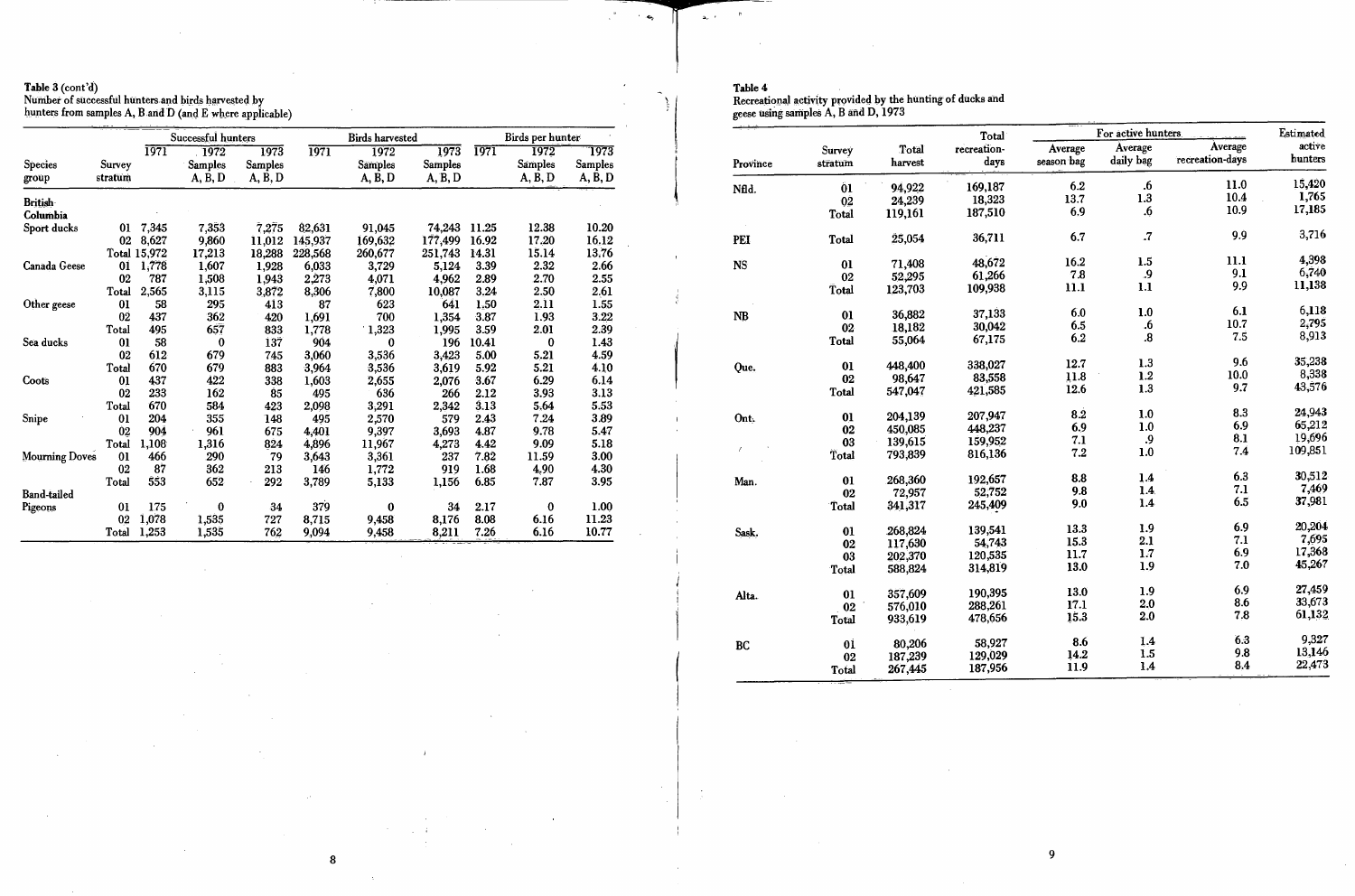**Table 3** (cont'd)
Number of successful hunters and birds harvested by hunters from samples A, B and D (and E where applicable)

| Species group | Survey stratum | Successful hunters 1971 | Successful hunters 1972 Samples A, B, D | Successful hunters 1973 Samples A, B, D | Birds harvested 1971 | Birds harvested 1972 Samples A, B, D | Birds harvested 1973 Samples A, B, D | Birds per hunter 1971 | Birds per hunter 1972 Samples A, B, D | Birds per hunter 1973 Samples A, B, D |
|---|---|---|---|---|---|---|---|---|---|---|
| **British Columbia** | | | | | | | | | | |
| Sport ducks | 01 | 7,345 | 7,353 | 7,275 | 82,631 | 91,045 | 74,243 | 11.25 | 12.38 | 10.20 |
| | 02 | 8,627 | 9,860 | 11,012 | 145,937 | 169,632 | 177,499 | 16.92 | 17.20 | 16.12 |
| | Total | 15,972 | 17,213 | 18,288 | 228,568 | 260,677 | 251,743 | 14.31 | 15.14 | 13.76 |
| Canada Geese | 01 | 1,778 | 1,607 | 1,928 | 6,033 | 3,729 | 5,124 | 3.39 | 2.32 | 2.66 |
| | 02 | 787 | 1,508 | 1,943 | 2,273 | 4,071 | 4,962 | 2.89 | 2.70 | 2.55 |
| | Total | 2,565 | 3,115 | 3,872 | 8,306 | 7,800 | 10,087 | 3.24 | 2.50 | 2.61 |
| Other geese | 01 | 58 | 295 | 413 | 87 | 623 | 641 | 1.50 | 2.11 | 1.55 |
| | 02 | 437 | 362 | 420 | 1,691 | 700 | 1,354 | 3.87 | 1.93 | 3.22 |
| | Total | 495 | 657 | 833 | 1,778 | 1,323 | 1,995 | 3.59 | 2.01 | 2.39 |
| Sea ducks | 01 | 58 | 0 | 137 | 904 | 0 | 196 | 10.41 | 0 | 1.43 |
| | 02 | 612 | 679 | 745 | 3,060 | 3,536 | 3,423 | 5.00 | 5.21 | 4.59 |
| | Total | 670 | 679 | 883 | 3,964 | 3,536 | 3,619 | 5.92 | 5.21 | 4.10 |
| Coots | 01 | 437 | 422 | 338 | 1,603 | 2,655 | 2,076 | 3.67 | 6.29 | 6.14 |
| | 02 | 233 | 162 | 85 | 495 | 636 | 266 | 2.12 | 3.93 | 3.13 |
| | Total | 670 | 584 | 423 | 2,098 | 3,291 | 2,342 | 3.13 | 5.64 | 5.53 |
| Snipe | 01 | 204 | 355 | 148 | 495 | 2,570 | 579 | 2.43 | 7.24 | 3.89 |
| | 02 | 904 | 961 | 675 | 4,401 | 9,397 | 3,693 | 4.87 | 9.78 | 5.47 |
| | Total | 1,108 | 1,316 | 824 | 4,896 | 11,967 | 4,273 | 4.42 | 9.09 | 5.18 |
| Mourning Doves | 01 | 466 | 290 | 79 | 3,643 | 3,361 | 237 | 7.82 | 11.59 | 3.00 |
| | 02 | 87 | 362 | 213 | 146 | 1,772 | 919 | 1.68 | 4.90 | 4.30 |
| | Total | 553 | 652 | 292 | 3,789 | 5,133 | 1,156 | 6.85 | 7.87 | 3.95 |
| Band-tailed Pigeons | 01 | 175 | 0 | 34 | 379 | 0 | 34 | 2.17 | 0 | 1.00 |
| | 02 | 1,078 | 1,535 | 727 | 8,715 | 9,458 | 8,176 | 8.08 | 6.16 | 11.23 |
| | Total | 1,253 | 1,535 | 762 | 9,094 | 9,458 | 8,211 | 7.26 | 6.16 | 10.77 |

**Table 4**
Recreational activity provided by the hunting of ducks and geese using samples A, B and D, 1973

| Province | Survey stratum | Total harvest | Total recreation-days | For active hunters: Average season bag | For active hunters: Average daily bag | For active hunters: Average recreation-days | Estimated active hunters |
|---|---|---|---|---|---|---|---|
| Nfld. | 01 | 94,922 | 169,187 | 6.2 | .6 | 11.0 | 15,420 |
| | 02 | 24,239 | 18,323 | 13.7 | 1.3 | 10.4 | 1,765 |
| | Total | 119,161 | 187,510 | 6.9 | .6 | 10.9 | 17,185 |
| PEI | Total | 25,054 | 36,711 | 6.7 | .7 | 9.9 | 3,716 |
| NS | 01 | 71,408 | 48,672 | 16.2 | 1.5 | 11.1 | 4,398 |
| | 02 | 52,295 | 61,266 | 7.8 | .9 | 9.1 | 6,740 |
| | Total | 123,703 | 109,938 | 11.1 | 1.1 | 9.9 | 11,138 |
| NB | 01 | 36,882 | 37,133 | 6.0 | 1.0 | 6.1 | 6,118 |
| | 02 | 18,182 | 30,042 | 6.5 | .6 | 10.7 | 2,795 |
| | Total | 55,064 | 67,175 | 6.2 | .8 | 7.5 | 8,913 |
| Que. | 01 | 448,400 | 338,027 | 12.7 | 1.3 | 9.6 | 35,238 |
| | 02 | 98,647 | 83,558 | 11.8 | 1.2 | 10.0 | 8,338 |
| | Total | 547,047 | 421,585 | 12.6 | 1.3 | 9.7 | 43,576 |
| Ont. | 01 | 204,139 | 207,947 | 8.2 | 1.0 | 8.3 | 24,943 |
| | 02 | 450,085 | 448,237 | 6.9 | 1.0 | 6.9 | 65,212 |
| | 03 | 139,615 | 159,952 | 7.1 | .9 | 8.1 | 19,696 |
| | Total | 793,839 | 816,136 | 7.2 | 1.0 | 7.4 | 109,851 |
| Man. | 01 | 268,360 | 192,657 | 8.8 | 1.4 | 6.3 | 30,512 |
| | 02 | 72,957 | 52,752 | 9.8 | 1.4 | 7.1 | 7,469 |
| | Total | 341,317 | 245,409 | 9.0 | 1.4 | 6.5 | 37,981 |
| Sask. | 01 | 268,824 | 139,541 | 13.3 | 1.9 | 6.9 | 20,204 |
| | 02 | 117,630 | 54,743 | 15.3 | 2.1 | 7.1 | 7,695 |
| | 03 | 202,370 | 120,535 | 11.7 | 1.7 | 6.9 | 17,368 |
| | Total | 588,824 | 314,819 | 13.0 | 1.9 | 7.0 | 45,267 |
| Alta. | 01 | 357,609 | 190,395 | 13.0 | 1.9 | 6.9 | 27,459 |
| | 02 | 576,010 | 288,261 | 17.1 | 2.0 | 8.6 | 33,673 |
| | Total | 933,619 | 478,656 | 15.3 | 2.0 | 7.8 | 61,132 |
| BC | 01 | 80,206 | 58,927 | 8.6 | 1.4 | 6.3 | 9,327 |
| | 02 | 187,239 | 129,029 | 14.2 | 1.5 | 9.8 | 13,146 |
| | Total | 267,445 | 187,956 | 11.9 | 1.4 | 8.4 | 22,473 |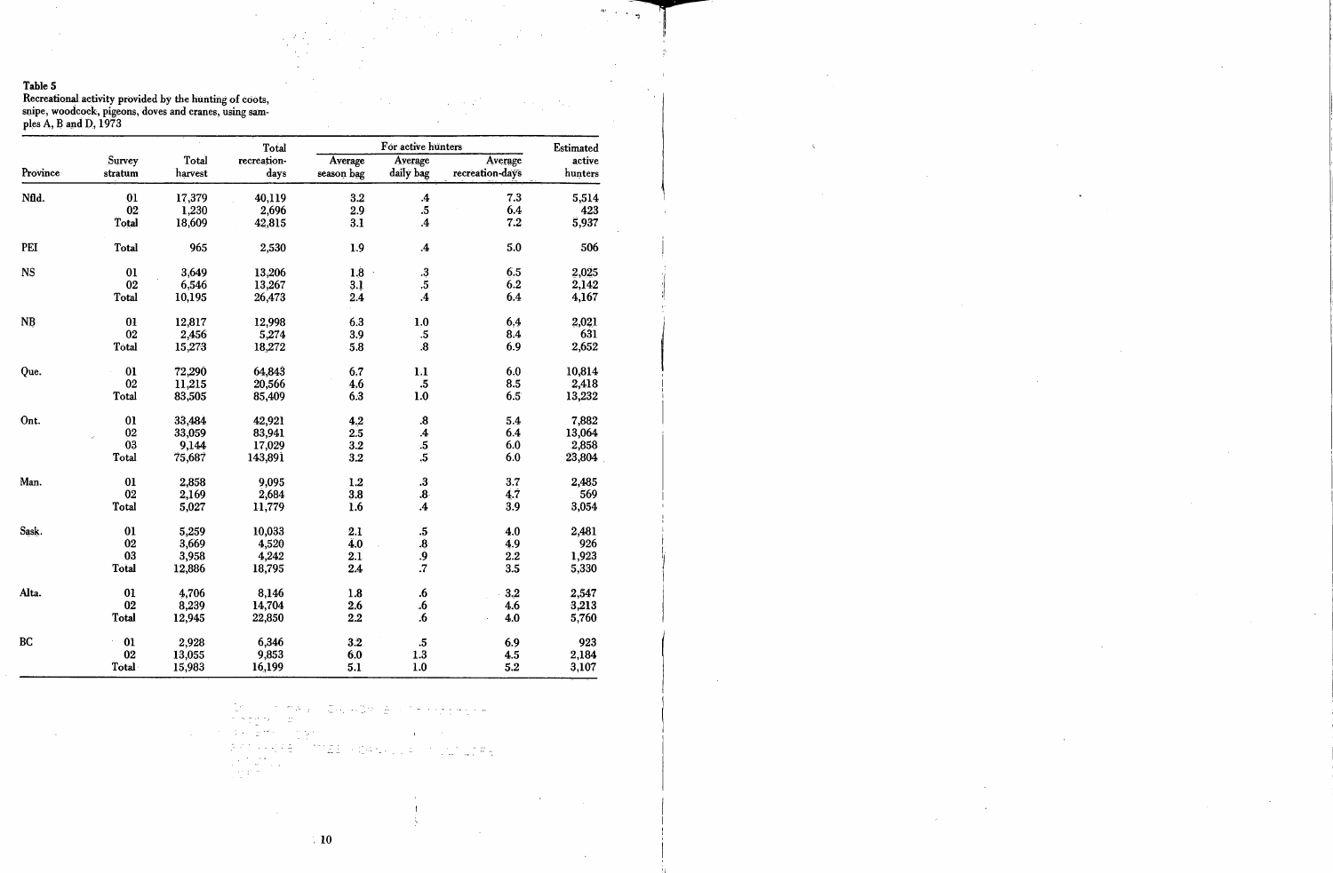**Table 5**
Recreational activity provided by the hunting of coots, snipe, woodcock, pigeons, doves and cranes, using samples A, B and D, 1973

| Province | Survey stratum | Total harvest | Total recreation-days | For active hunters | | | Estimated active hunters |
|---|---|---|---|---|---|---|---|
| | | | | Average season bag | Average daily bag | Average recreation-days | |
| Nfld. | 01 | 17,379 | 40,119 | 3.2 | .4 | 7.3 | 5,514 |
| | 02 | 1,230 | 2,696 | 2.9 | .5 | 6.4 | 423 |
| | Total | 18,609 | 42,815 | 3.1 | .4 | 7.2 | 5,937 |
| PEI | Total | 965 | 2,530 | 1.9 | .4 | 5.0 | 506 |
| NS | 01 | 3,649 | 13,206 | 1.8 | .3 | 6.5 | 2,025 |
| | 02 | 6,546 | 13,267 | 3.1 | .5 | 6.2 | 2,142 |
| | Total | 10,195 | 26,473 | 2.4 | .4 | 6.4 | 4,167 |
| NB | 01 | 12,817 | 12,998 | 6.3 | 1.0 | 6.4 | 2,021 |
| | 02 | 2,456 | 5,274 | 3.9 | .5 | 8.4 | 631 |
| | Total | 15,273 | 18,272 | 5.8 | .8 | 6.9 | 2,652 |
| Que. | 01 | 72,290 | 64,843 | 6.7 | 1.1 | 6.0 | 10,814 |
| | 02 | 11,215 | 20,566 | 4.6 | .5 | 8.5 | 2,418 |
| | Total | 83,505 | 85,409 | 6.3 | 1.0 | 6.5 | 13,232 |
| Ont. | 01 | 33,484 | 42,921 | 4.2 | .8 | 5.4 | 7,882 |
| | 02 | 33,059 | 83,941 | 2.5 | .4 | 6.4 | 13,064 |
| | 03 | 9,144 | 17,029 | 3.2 | .5 | 6.0 | 2,858 |
| | Total | 75,687 | 143,891 | 3.2 | .5 | 6.0 | 23,804 |
| Man. | 01 | 2,858 | 9,095 | 1.2 | .3 | 3.7 | 2,485 |
| | 02 | 2,169 | 2,684 | 3.8 | .8 | 4.7 | 569 |
| | Total | 5,027 | 11,779 | 1.6 | .4 | 3.9 | 3,054 |
| Sask. | 01 | 5,259 | 10,033 | 2.1 | .5 | 4.0 | 2,481 |
| | 02 | 3,669 | 4,520 | 4.0 | .8 | 4.9 | 926 |
| | 03 | 3,958 | 4,242 | 2.1 | .9 | 2.2 | 1,923 |
| | Total | 12,886 | 18,795 | 2.4 | .7 | 3.5 | 5,330 |
| Alta. | 01 | 4,706 | 8,146 | 1.8 | .6 | 3.2 | 2,547 |
| | 02 | 8,239 | 14,704 | 2.6 | .6 | 4.6 | 3,213 |
| | Total | 12,945 | 22,850 | 2.2 | .6 | 4.0 | 5,760 |
| BC | 01 | 2,928 | 6,346 | 3.2 | .5 | 6.9 | 923 |
| | 02 | 13,055 | 9,853 | 6.0 | 1.3 | 4.5 | 2,184 |
| | Total | 15,983 | 16,199 | 5.1 | 1.0 | 5.2 | 3,107 |